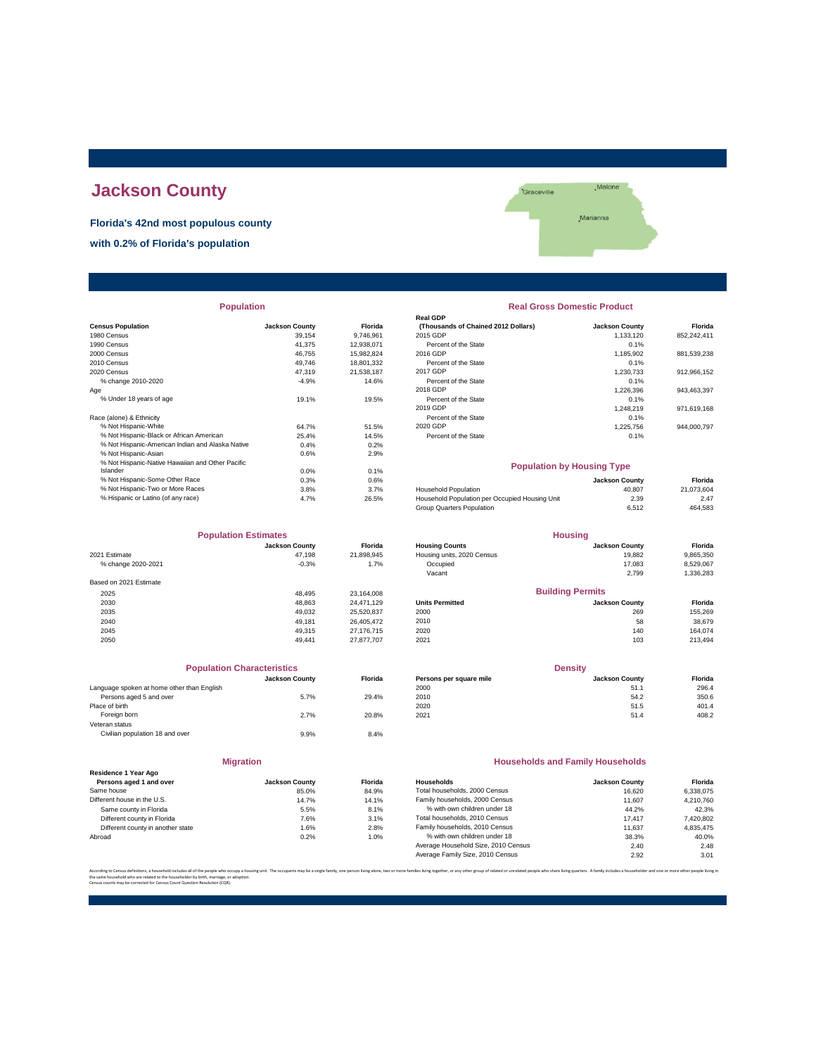# Jackson County

**Florida's 42nd most populous county**

**with 0.2% of Florida's population**

## Population

| Census Population | Jackson County | Florida |
|---|---|---|
| 1980 Census | 39,154 | 9,746,961 |
| 1990 Census | 41,375 | 12,938,071 |
| 2000 Census | 46,755 | 15,982,824 |
| 2010 Census | 49,746 | 18,801,332 |
| 2020 Census | 47,319 | 21,538,187 |
| % change 2010-2020 | -4.9% | 14.6% |
| Age | | |
| % Under 18 years of age | 19.1% | 19.5% |
| Race (alone) & Ethnicity | | |
| % Not Hispanic-White | 64.7% | 51.5% |
| % Not Hispanic-Black or African American | 25.4% | 14.5% |
| % Not Hispanic-American Indian and Alaska Native | 0.4% | 0.2% |
| % Not Hispanic-Asian | 0.6% | 2.9% |
| % Not Hispanic-Native Hawaiian and Other Pacific Islander | 0.0% | 0.1% |
| % Not Hispanic-Some Other Race | 0.3% | 0.6% |
| % Not Hispanic-Two or More Races | 3.8% | 3.7% |
| % Hispanic or Latino (of any race) | 4.7% | 26.5% |

## Real Gross Domestic Product

| Real GDP (Thousands of Chained 2012 Dollars) | Jackson County | Florida |
|---|---|---|
| 2015 GDP | 1,133,120 | 852,242,411 |
| Percent of the State | 0.1% | |
| 2016 GDP | 1,185,902 | 881,539,238 |
| Percent of the State | 0.1% | |
| 2017 GDP | 1,230,733 | 912,966,152 |
| Percent of the State | 0.1% | |
| 2018 GDP | 1,226,396 | 943,463,397 |
| Percent of the State | 0.1% | |
| 2019 GDP | 1,248,219 | 971,619,168 |
| Percent of the State | 0.1% | |
| 2020 GDP | 1,225,756 | 944,000,797 |
| Percent of the State | 0.1% | |

## Population by Housing Type

| | Jackson County | Florida |
|---|---|---|
| Household Population | 40,807 | 21,073,604 |
| Household Population per Occupied Housing Unit | 2.39 | 2.47 |
| Group Quarters Population | 6,512 | 464,583 |

## Population Estimates

| | Jackson County | Florida |
|---|---|---|
| 2021 Estimate | 47,198 | 21,898,945 |
| % change 2020-2021 | -0.3% | 1.7% |
| Based on 2021 Estimate | | |
| 2025 | 48,495 | 23,164,008 |
| 2030 | 48,863 | 24,471,129 |
| 2035 | 49,032 | 25,520,837 |
| 2040 | 49,181 | 26,405,472 |
| 2045 | 49,315 | 27,176,715 |
| 2050 | 49,441 | 27,877,707 |

## Housing

| Housing Counts | Jackson County | Florida |
|---|---|---|
| Housing units, 2020 Census | 19,882 | 9,865,350 |
| Occupied | 17,083 | 8,529,067 |
| Vacant | 2,799 | 1,336,283 |

## Building Permits

| Units Permitted | Jackson County | Florida |
|---|---|---|
| 2000 | 269 | 155,269 |
| 2010 | 58 | 38,679 |
| 2020 | 140 | 164,074 |
| 2021 | 103 | 213,494 |

## Population Characteristics

| | Jackson County | Florida |
|---|---|---|
| Language spoken at home other than English | | |
| Persons aged 5 and over | 5.7% | 29.4% |
| Place of birth | | |
| Foreign born | 2.7% | 20.8% |
| Veteran status | | |
| Civilian population 18 and over | 9.9% | 8.4% |

## Density

| Persons per square mile | Jackson County | Florida |
|---|---|---|
| 2000 | 51.1 | 296.4 |
| 2010 | 54.2 | 350.6 |
| 2020 | 51.5 | 401.4 |
| 2021 | 51.4 | 408.2 |

## Migration

| Residence 1 Year Ago<br>Persons aged 1 and over | Jackson County | Florida |
|---|---|---|
| Same house | 85.0% | 84.9% |
| Different house in the U.S. | 14.7% | 14.1% |
| Same county in Florida | 5.5% | 8.1% |
| Different county in Florida | 7.6% | 3.1% |
| Different county in another state | 1.6% | 2.8% |
| Abroad | 0.2% | 1.0% |

## Households and Family Households

| Households | Jackson County | Florida |
|---|---|---|
| Total households, 2000 Census | 16,620 | 6,338,075 |
| Family households, 2000 Census | 11,607 | 4,210,760 |
| % with own children under 18 | 44.2% | 42.3% |
| Total households, 2010 Census | 17,417 | 7,420,802 |
| Family households, 2010 Census | 11,637 | 4,835,475 |
| % with own children under 18 | 38.3% | 40.0% |
| Average Household Size, 2010 Census | 2.40 | 2.48 |
| Average Family Size, 2010 Census | 2.92 | 3.01 |

According to Census definitions, a household includes all of the people who occupy a housing unit. The occupants may be a single family, one person living alone, two or more families living together, or any other group of related or unrelated people who share living quarters. A family includes a householder and one or more other people living in the same household who are related to the householder by birth, marriage, or adoption.
Census counts may be corrected for Census Count Question Resolution (CQR).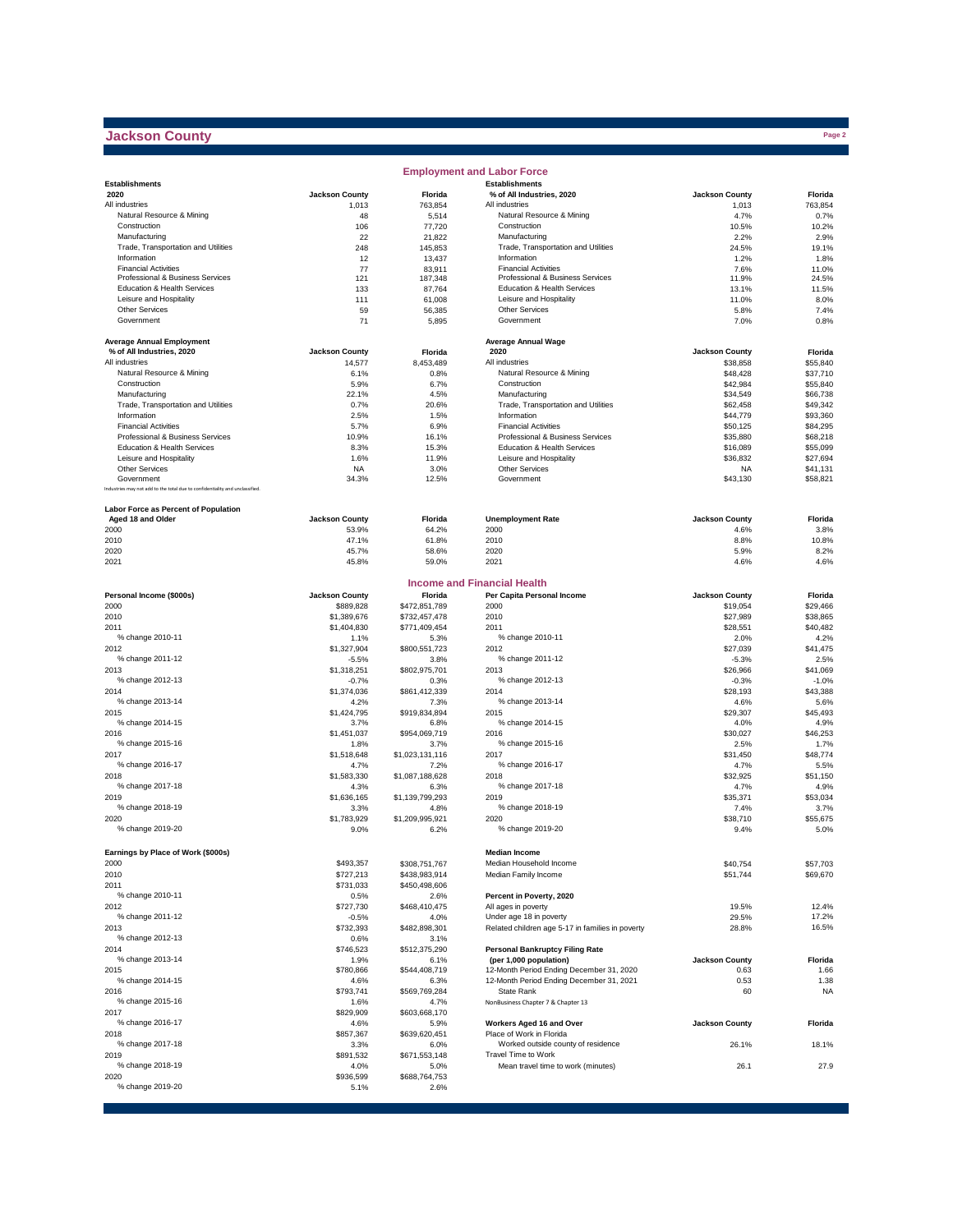# Jackson County

## Employment and Labor Force

| Establishments 2020 | Jackson County | Florida |
|---|---|---|
| All industries | 1,013 | 763,854 |
| Natural Resource & Mining | 48 | 5,514 |
| Construction | 106 | 77,720 |
| Manufacturing | 22 | 21,822 |
| Trade, Transportation and Utilities | 248 | 145,853 |
| Information | 12 | 13,437 |
| Financial Activities | 77 | 83,911 |
| Professional & Business Services | 121 | 187,348 |
| Education & Health Services | 133 | 87,764 |
| Leisure and Hospitality | 111 | 61,008 |
| Other Services | 59 | 56,385 |
| Government | 71 | 5,895 |

| Establishments % of All Industries, 2020 | Jackson County | Florida |
|---|---|---|
| All industries | 1,013 | 763,854 |
| Natural Resource & Mining | 4.7% | 0.7% |
| Construction | 10.5% | 10.2% |
| Manufacturing | 2.2% | 2.9% |
| Trade, Transportation and Utilities | 24.5% | 19.1% |
| Information | 1.2% | 1.8% |
| Financial Activities | 7.6% | 11.0% |
| Professional & Business Services | 11.9% | 24.5% |
| Education & Health Services | 13.1% | 11.5% |
| Leisure and Hospitality | 11.0% | 8.0% |
| Other Services | 5.8% | 7.4% |
| Government | 7.0% | 0.8% |

| Average Annual Employment % of All Industries, 2020 | Jackson County | Florida |
|---|---|---|
| All industries | 14,577 | 8,453,489 |
| Natural Resource & Mining | 6.1% | 0.8% |
| Construction | 5.9% | 6.7% |
| Manufacturing | 22.1% | 4.5% |
| Trade, Transportation and Utilities | 0.7% | 20.6% |
| Information | 2.5% | 1.5% |
| Financial Activities | 5.7% | 6.9% |
| Professional & Business Services | 10.9% | 16.1% |
| Education & Health Services | 8.3% | 15.3% |
| Leisure and Hospitality | 1.6% | 11.9% |
| Other Services | NA | 3.0% |
| Government | 34.3% | 12.5% |

Industries may not add to the total due to confidentiality and unclassified.

| Average Annual Wage 2020 | Jackson County | Florida |
|---|---|---|
| All industries | $38,858 | $55,840 |
| Natural Resource & Mining | $48,428 | $37,710 |
| Construction | $42,984 | $55,840 |
| Manufacturing | $34,549 | $66,738 |
| Trade, Transportation and Utilities | $62,458 | $49,342 |
| Information | $44,779 | $93,360 |
| Financial Activities | $50,125 | $84,295 |
| Professional & Business Services | $35,880 | $68,218 |
| Education & Health Services | $16,089 | $55,099 |
| Leisure and Hospitality | $36,832 | $27,694 |
| Other Services | NA | $41,131 |
| Government | $43,130 | $58,821 |

| Labor Force as Percent of Population Aged 18 and Older | Jackson County | Florida |
|---|---|---|
| 2000 | 53.9% | 64.2% |
| 2010 | 47.1% | 61.8% |
| 2020 | 45.7% | 58.6% |
| 2021 | 45.8% | 59.0% |

| Unemployment Rate | Jackson County | Florida |
|---|---|---|
| 2000 | 4.6% | 3.8% |
| 2010 | 8.8% | 10.8% |
| 2020 | 5.9% | 8.2% |
| 2021 | 4.6% | 4.6% |

## Income and Financial Health

| Personal Income ($000s) | Jackson County | Florida |
|---|---|---|
| 2000 | $889,828 | $472,851,789 |
| 2010 | $1,389,676 | $732,457,478 |
| 2011 | $1,404,830 | $771,409,454 |
| % change 2010-11 | 1.1% | 5.3% |
| 2012 | $1,327,904 | $800,551,723 |
| % change 2011-12 | -5.5% | 3.8% |
| 2013 | $1,318,251 | $802,975,701 |
| % change 2012-13 | -0.7% | 0.3% |
| 2014 | $1,374,036 | $861,412,339 |
| % change 2013-14 | 4.2% | 7.3% |
| 2015 | $1,424,795 | $919,834,894 |
| % change 2014-15 | 3.7% | 6.8% |
| 2016 | $1,451,037 | $954,069,719 |
| % change 2015-16 | 1.8% | 3.7% |
| 2017 | $1,518,648 | $1,023,131,116 |
| % change 2016-17 | 4.7% | 7.2% |
| 2018 | $1,583,330 | $1,087,188,628 |
| % change 2017-18 | 4.3% | 6.3% |
| 2019 | $1,636,165 | $1,139,799,293 |
| % change 2018-19 | 3.3% | 4.8% |
| 2020 | $1,783,929 | $1,209,995,921 |
| % change 2019-20 | 9.0% | 6.2% |

| Per Capita Personal Income | Jackson County | Florida |
|---|---|---|
| 2000 | $19,054 | $29,466 |
| 2010 | $27,989 | $38,865 |
| 2011 | $28,551 | $40,482 |
| % change 2010-11 | 2.0% | 4.2% |
| 2012 | $27,039 | $41,475 |
| % change 2011-12 | -5.3% | 2.5% |
| 2013 | $26,966 | $41,069 |
| % change 2012-13 | -0.3% | -1.0% |
| 2014 | $28,193 | $43,388 |
| % change 2013-14 | 4.6% | 5.6% |
| 2015 | $29,307 | $45,493 |
| % change 2014-15 | 4.0% | 4.9% |
| 2016 | $30,027 | $46,253 |
| % change 2015-16 | 2.5% | 1.7% |
| 2017 | $31,450 | $48,774 |
| % change 2016-17 | 4.7% | 5.5% |
| 2018 | $32,925 | $51,150 |
| % change 2017-18 | 4.7% | 4.9% |
| 2019 | $35,371 | $53,034 |
| % change 2018-19 | 7.4% | 3.7% |
| 2020 | $38,710 | $55,675 |
| % change 2019-20 | 9.4% | 5.0% |

| Earnings by Place of Work ($000s) | Jackson County | Florida |
|---|---|---|
| 2000 | $493,357 | $308,751,767 |
| 2010 | $727,213 | $438,983,914 |
| 2011 | $731,033 | $450,498,606 |
| % change 2010-11 | 0.5% | 2.6% |
| 2012 | $727,730 | $468,410,475 |
| % change 2011-12 | -0.5% | 4.0% |
| 2013 | $732,393 | $482,898,301 |
| % change 2012-13 | 0.6% | 3.1% |
| 2014 | $746,523 | $512,375,290 |
| % change 2013-14 | 1.9% | 6.1% |
| 2015 | $780,866 | $544,408,719 |
| % change 2014-15 | 4.6% | 6.3% |
| 2016 | $793,741 | $569,769,284 |
| % change 2015-16 | 1.6% | 4.7% |
| 2017 | $829,909 | $603,668,170 |
| % change 2016-17 | 4.6% | 5.9% |
| 2018 | $857,367 | $639,620,451 |
| % change 2017-18 | 3.3% | 6.0% |
| 2019 | $891,532 | $671,553,148 |
| % change 2018-19 | 4.0% | 5.0% |
| 2020 | $936,599 | $688,764,753 |
| % change 2019-20 | 5.1% | 2.6% |

| Median Income | Jackson County | Florida |
|---|---|---|
| Median Household Income | $40,754 | $57,703 |
| Median Family Income | $51,744 | $69,670 |

| Percent in Poverty, 2020 | Jackson County | Florida |
|---|---|---|
| All ages in poverty | 19.5% | 12.4% |
| Under age 18 in poverty | 29.5% | 17.2% |
| Related children age 5-17 in families in poverty | 28.8% | 16.5% |

| Personal Bankruptcy Filing Rate (per 1,000 population) | Jackson County | Florida |
|---|---|---|
| 12-Month Period Ending December 31, 2020 | 0.63 | 1.66 |
| 12-Month Period Ending December 31, 2021 | 0.53 | 1.38 |
| State Rank | 60 | NA |

NonBusiness Chapter 7 & Chapter 13

| Workers Aged 16 and Over | Jackson County | Florida |
|---|---|---|
| Place of Work in Florida | | |
| Worked outside county of residence | 26.1% | 18.1% |
| Travel Time to Work | | |
| Mean travel time to work (minutes) | 26.1 | 27.9 |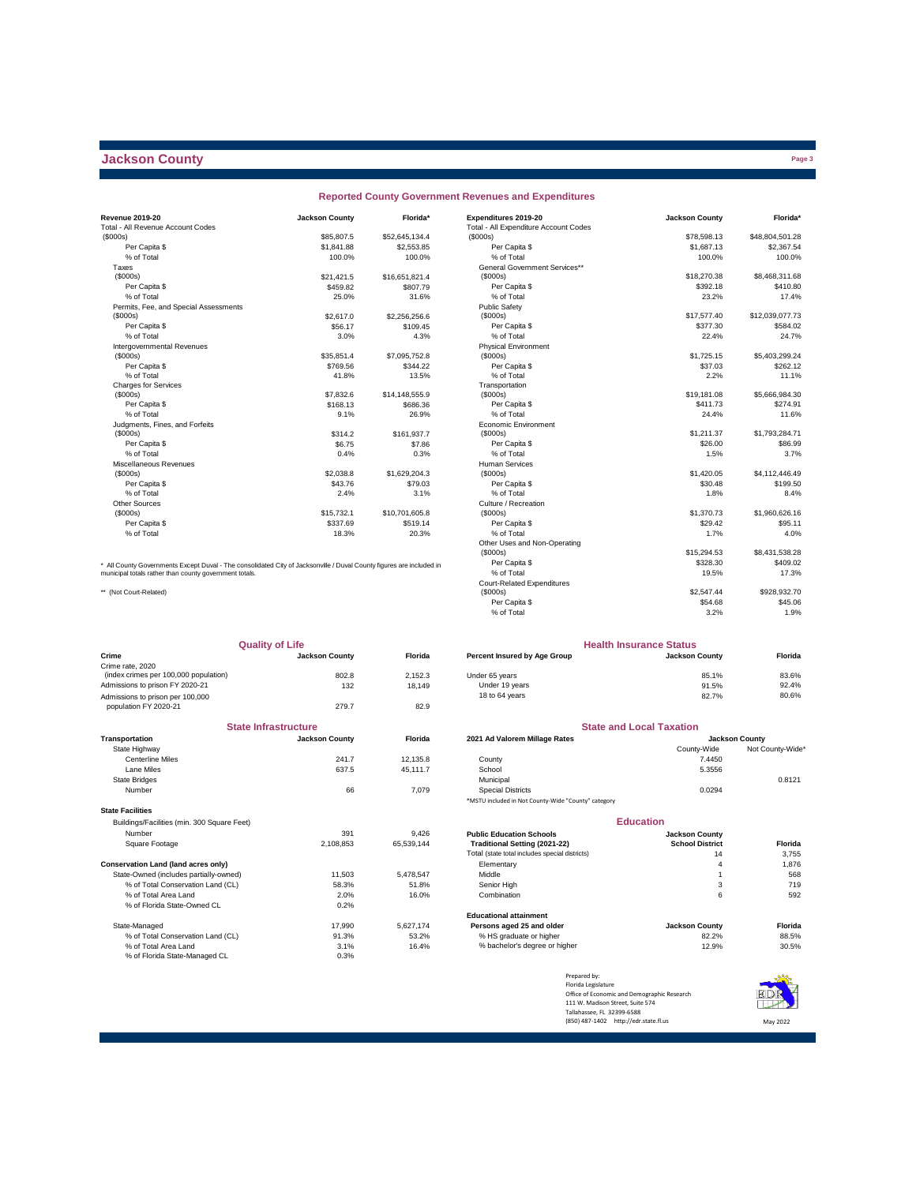# Jackson County

## Reported County Government Revenues and Expenditures

| Revenue 2019-20 | Jackson County | Florida* |
|---|---|---|
| Total - All Revenue Account Codes | | |
| ($000s) | $85,807.5 | $52,645,134.4 |
| Per Capita $ | $1,841.88 | $2,553.85 |
| % of Total | 100.0% | 100.0% |
| Taxes | | |
| ($000s) | $21,421.5 | $16,651,821.4 |
| Per Capita $ | $459.82 | $807.79 |
| % of Total | 25.0% | 31.6% |
| Permits, Fee, and Special Assessments | | |
| ($000s) | $2,617.0 | $2,256,256.6 |
| Per Capita $ | $56.17 | $109.45 |
| % of Total | 3.0% | 4.3% |
| Intergovernmental Revenues | | |
| ($000s) | $35,851.4 | $7,095,752.8 |
| Per Capita $ | $769.56 | $344.22 |
| % of Total | 41.8% | 13.5% |
| Charges for Services | | |
| ($000s) | $7,832.6 | $14,148,555.9 |
| Per Capita $ | $168.13 | $686.36 |
| % of Total | 9.1% | 26.9% |
| Judgments, Fines, and Forfeits | | |
| ($000s) | $314.2 | $161,937.7 |
| Per Capita $ | $6.75 | $7.86 |
| % of Total | 0.4% | 0.3% |
| Miscellaneous Revenues | | |
| ($000s) | $2,038.8 | $1,629,204.3 |
| Per Capita $ | $43.76 | $79.03 |
| % of Total | 2.4% | 3.1% |
| Other Sources | | |
| ($000s) | $15,732.1 | $10,701,605.8 |
| Per Capita $ | $337.69 | $519.14 |
| % of Total | 18.3% | 20.3% |

\* All County Governments Except Duval - The consolidated City of Jacksonville / Duval County figures are included in municipal totals rather than county government totals.

\** (Not Court-Related)

| Expenditures 2019-20 | Jackson County | Florida* |
|---|---|---|
| Total - All Expenditure Account Codes | | |
| ($000s) | $78,598.13 | $48,804,501.28 |
| Per Capita $ | $1,687.13 | $2,367.54 |
| % of Total | 100.0% | 100.0% |
| General Government Services** | | |
| ($000s) | $18,270.38 | $8,468,311.68 |
| Per Capita $ | $392.18 | $410.80 |
| % of Total | 23.2% | 17.4% |
| Public Safety | | |
| ($000s) | $17,577.40 | $12,039,077.73 |
| Per Capita $ | $377.30 | $584.02 |
| % of Total | 22.4% | 24.7% |
| Physical Environment | | |
| ($000s) | $1,725.15 | $5,403,299.24 |
| Per Capita $ | $37.03 | $262.12 |
| % of Total | 2.2% | 11.1% |
| Transportation | | |
| ($000s) | $19,181.08 | $5,666,984.30 |
| Per Capita $ | $411.73 | $274.91 |
| % of Total | 24.4% | 11.6% |
| Economic Environment | | |
| ($000s) | $1,211.37 | $1,793,284.71 |
| Per Capita $ | $26.00 | $86.99 |
| % of Total | 1.5% | 3.7% |
| Human Services | | |
| ($000s) | $1,420.05 | $4,112,446.49 |
| Per Capita $ | $30.48 | $199.50 |
| % of Total | 1.8% | 8.4% |
| Culture / Recreation | | |
| ($000s) | $1,370.73 | $1,960,626.16 |
| Per Capita $ | $29.42 | $95.11 |
| % of Total | 1.7% | 4.0% |
| Other Uses and Non-Operating | | |
| ($000s) | $15,294.53 | $8,431,538.28 |
| Per Capita $ | $328.30 | $409.02 |
| % of Total | 19.5% | 17.3% |
| Court-Related Expenditures | | |
| ($000s) | $2,547.44 | $928,932.70 |
| Per Capita $ | $54.68 | $45.06 |
| % of Total | 3.2% | 1.9% |

## Quality of Life

| Crime | Jackson County | Florida |
|---|---|---|
| Crime rate, 2020 (index crimes per 100,000 population) | 802.8 | 2,152.3 |
| Admissions to prison FY 2020-21 | 132 | 18,149 |
| Admissions to prison per 100,000 population FY 2020-21 | 279.7 | 82.9 |

## Health Insurance Status

| Percent Insured by Age Group | Jackson County | Florida |
|---|---|---|
| Under 65 years | 85.1% | 83.6% |
| Under 19 years | 91.5% | 92.4% |
| 18 to 64 years | 82.7% | 80.6% |

## State Infrastructure

| Transportation | Jackson County | Florida |
|---|---|---|
| State Highway | | |
| Centerline Miles | 241.7 | 12,135.8 |
| Lane Miles | 637.5 | 45,111.7 |
| State Bridges | | |
| Number | 66 | 7,079 |

| State Facilities | Jackson County | Florida |
|---|---|---|
| Buildings/Facilities (min. 300 Square Feet) | | |
| Number | 391 | 9,426 |
| Square Footage | 2,108,853 | 65,539,144 |

| Conservation Land (land acres only) | Jackson County | Florida |
|---|---|---|
| State-Owned (includes partially-owned) | 11,503 | 5,478,547 |
| % of Total Conservation Land (CL) | 58.3% | 51.8% |
| % of Total Area Land | 2.0% | 16.0% |
| % of Florida State-Owned CL | 0.2% | |
| State-Managed | 17,990 | 5,627,174 |
| % of Total Conservation Land (CL) | 91.3% | 53.2% |
| % of Total Area Land | 3.1% | 16.4% |
| % of Florida State-Managed CL | 0.3% | |

## State and Local Taxation

| 2021 Ad Valorem Millage Rates | Jackson County County-Wide | Jackson County Not County-Wide* |
|---|---|---|
| County | 7.4450 | |
| School | 5.3556 | |
| Municipal | | 0.8121 |
| Special Districts | 0.0294 | |

*MSTU included in Not County-Wide "County" category

## Education

| Public Education Schools Traditional Setting (2021-22) | Jackson County School District | Florida |
|---|---|---|
| Total (state total includes special districts) | 14 | 3,755 |
| Elementary | 4 | 1,876 |
| Middle | 1 | 568 |
| Senior High | 3 | 719 |
| Combination | 6 | 592 |

| Educational attainment Persons aged 25 and older | Jackson County | Florida |
|---|---|---|
| % HS graduate or higher | 82.2% | 88.5% |
| % bachelor's degree or higher | 12.9% | 30.5% |

Prepared by:
Florida Legislature
Office of Economic and Demographic Research
111 W. Madison Street, Suite 574
Tallahassee, FL 32399-6588
(850) 487-1402 http://edr.state.fl.us

May 2022